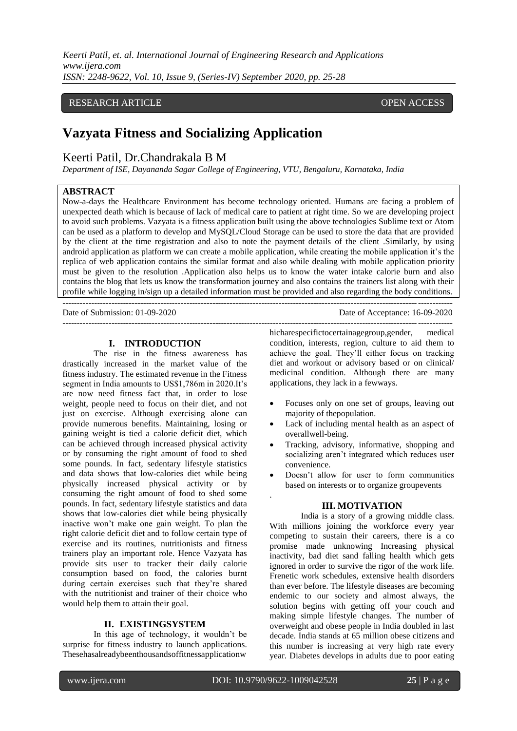RESEARCH ARTICLE OPEN ACCESS

# Vazyata Fitness and Socializing Application

## Keerti Patil, Dr.Chandrakala B M

*Department of ISE, Dayananda Sagar College of Engineering, VTU, Bengaluru, Karnataka, India*

**ABSTRACT**

Now-a-days the Healthcare Environment has become technology oriented. Humans are facing a problem of unexpected death which is because of lack of medical care to patient at right time. So we are developing project to avoid such problems. Vazyata is a fitness application built using the above technologies Sublime text or Atom can be used as a platform to develop and MySQL/Cloud Storage can be used to store the data that are provided by the client at the time registration and also to note the payment details of the client .Similarly, by using android application as platform we can create a mobile application, while creating the mobile application it's the replica of web application contains the similar format and also while dealing with mobile application priority must be given to the resolution .Application also helps us to know the water intake calorie burn and also contains the blog that lets us know the transformation journey and also contains the trainers list along with their profile while logging in/sign up a detailed information must be provided and also regarding the body conditions.

---

Date of Submission: 01-09-2020 Date of Acceptance: 16-09-2020

---

## I. INTRODUCTION

The rise in the fitness awareness has drastically increased in the market value of the fitness industry. The estimated revenue in the Fitness segment in India amounts to US$1,786m in 2020.It's are now need fitness fact that, in order to lose weight, people need to focus on their diet, and not just on exercise. Although exercising alone can provide numerous benefits. Maintaining, losing or gaining weight is tied a calorie deficit diet, which can be achieved through increased physical activity or by consuming the right amount of food to shed some pounds. In fact, sedentary lifestyle statistics and data shows that low-calories diet while being physically increased physical activity or by consuming the right amount of food to shed some pounds. In fact, sedentary lifestyle statistics and data shows that low-calories diet while being physically inactive won't make one gain weight. To plan the right calorie deficit diet and to follow certain type of exercise and its routines, nutritionists and fitness trainers play an important role. Hence Vazyata has provide sits user to tracker their daily calorie consumption based on food, the calories burnt during certain exercises such that they're shared with the nutritionist and trainer of their choice who would help them to attain their goal.

## II. EXISTINGSYSTEM

In this age of technology, it wouldn't be surprise for fitness industry to launch applications. Thesehasalreadybeenthousandsoffitnessapplicationwhicharespecifictocertainagegroup,gender, medical condition, interests, region, culture to aid them to achieve the goal. They'll either focus on tracking diet and workout or advisory based or on clinical/ medicinal condition. Although there are many applications, they lack in a fewways.

- Focuses only on one set of groups, leaving out majority of thepopulation.
- Lack of including mental health as an aspect of overallwell-being.
- Tracking, advisory, informative, shopping and socializing aren't integrated which reduces user convenience.
- Doesn't allow for user to form communities based on interests or to organize groupevents

.

## III. MOTIVATION

India is a story of a growing middle class. With millions joining the workforce every year competing to sustain their careers, there is a co promise made unknowing Increasing physical inactivity, bad diet sand falling health which gets ignored in order to survive the rigor of the work life. Frenetic work schedules, extensive health disorders than ever before. The lifestyle diseases are becoming endemic to our society and almost always, the solution begins with getting off your couch and making simple lifestyle changes. The number of overweight and obese people in India doubled in last decade. India stands at 65 million obese citizens and this number is increasing at very high rate every year. Diabetes develops in adults due to poor eating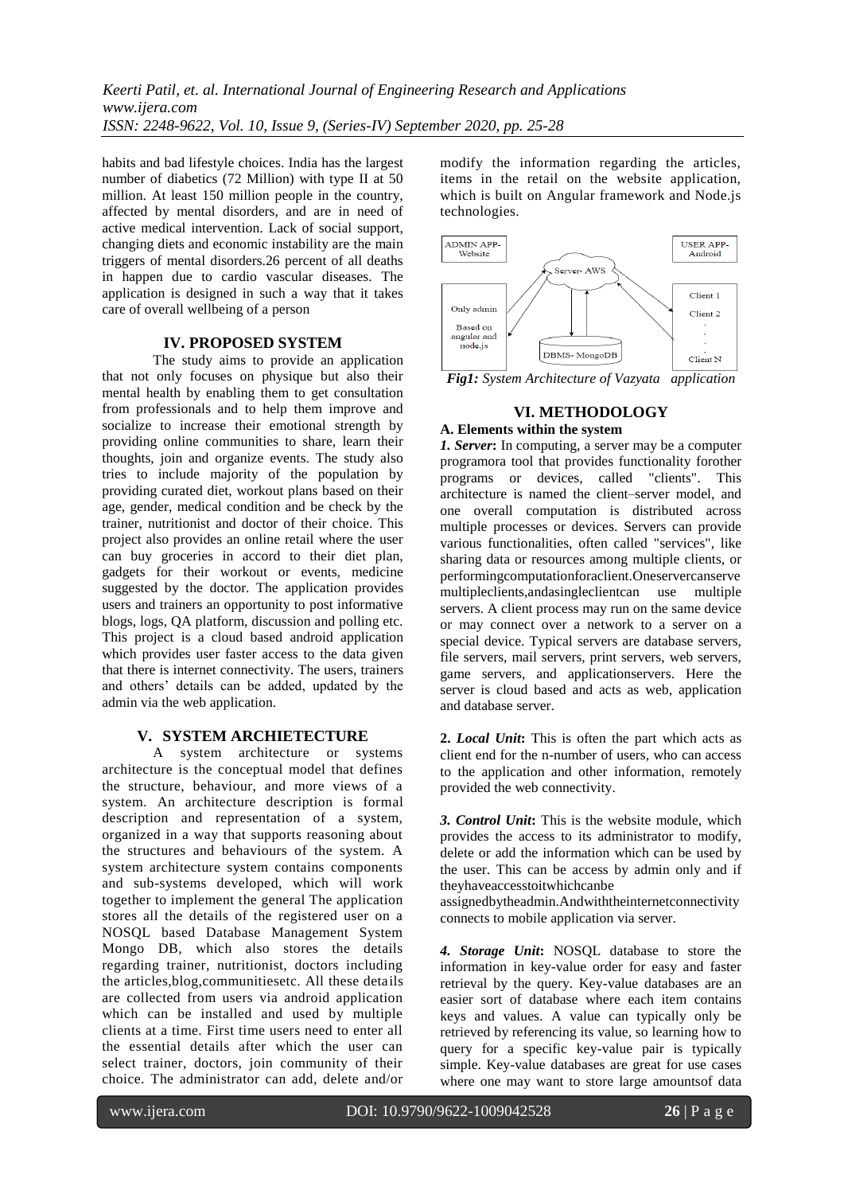habits and bad lifestyle choices. India has the largest number of diabetics (72 Million) with type II at 50 million. At least 150 million people in the country, affected by mental disorders, and are in need of active medical intervention. Lack of social support, changing diets and economic instability are the main triggers of mental disorders.26 percent of all deaths in happen due to cardio vascular diseases. The application is designed in such a way that it takes care of overall wellbeing of a person

## IV. PROPOSED SYSTEM

The study aims to provide an application that not only focuses on physique but also their mental health by enabling them to get consultation from professionals and to help them improve and socialize to increase their emotional strength by providing online communities to share, learn their thoughts, join and organize events. The study also tries to include majority of the population by providing curated diet, workout plans based on their age, gender, medical condition and be check by the trainer, nutritionist and doctor of their choice. This project also provides an online retail where the user can buy groceries in accord to their diet plan, gadgets for their workout or events, medicine suggested by the doctor. The application provides users and trainers an opportunity to post informative blogs, logs, QA platform, discussion and polling etc. This project is a cloud based android application which provides user faster access to the data given that there is internet connectivity. The users, trainers and others' details can be added, updated by the admin via the web application.

## V. SYSTEM ARCHIETECTURE

A system architecture or systems architecture is the conceptual model that defines the structure, behaviour, and more views of a system. An architecture description is formal description and representation of a system, organized in a way that supports reasoning about the structures and behaviours of the system. A system architecture system contains components and sub-systems developed, which will work together to implement the general The application stores all the details of the registered user on a NOSQL based Database Management System Mongo DB, which also stores the details regarding trainer, nutritionist, doctors including the articles,blog,communitiesetc. All these details are collected from users via android application which can be installed and used by multiple clients at a time. First time users need to enter all the essential details after which the user can select trainer, doctors, join community of their choice. The administrator can add, delete and/or modify the information regarding the articles, items in the retail on the website application, which is built on Angular framework and Node.js technologies.

ADMIN APP- Website

Only admin

Based on angular and node.js

Server- AWS

DBMS- MongoDB

USER APP- Android

Client 1

Client 2

Client N

***Fig1:** System Architecture of Vazyata application*

## VI. METHODOLOGY

### A. Elements within the system

***1. Server*:** In computing, a server may be a computer programora tool that provides functionality forother programs or devices, called "clients". This architecture is named the client–server model, and one overall computation is distributed across multiple processes or devices. Servers can provide various functionalities, often called "services", like sharing data or resources among multiple clients, or performingcomputationforaclient.Oneservercanserve multipleclients,andasingleclientcan use multiple servers. A client process may run on the same device or may connect over a network to a server on a special device. Typical servers are database servers, file servers, mail servers, print servers, web servers, game servers, and applicationservers. Here the server is cloud based and acts as web, application and database server.

**2. *Local Unit*:** This is often the part which acts as client end for the n-number of users, who can access to the application and other information, remotely provided the web connectivity.

***3. Control Unit*:** This is the website module, which provides the access to its administrator to modify, delete or add the information which can be used by the user. This can be access by admin only and if theyhaveaccesstoitwhichcanbe assignedbytheadmin.Andwiththeinternetconnectivity connects to mobile application via server.

***4. Storage Unit*:** NOSQL database to store the information in key-value order for easy and faster retrieval by the query. Key-value databases are an easier sort of database where each item contains keys and values. A value can typically only be retrieved by referencing its value, so learning how to query for a specific key-value pair is typically simple. Key-value databases are great for use cases where one may want to store large amountsof data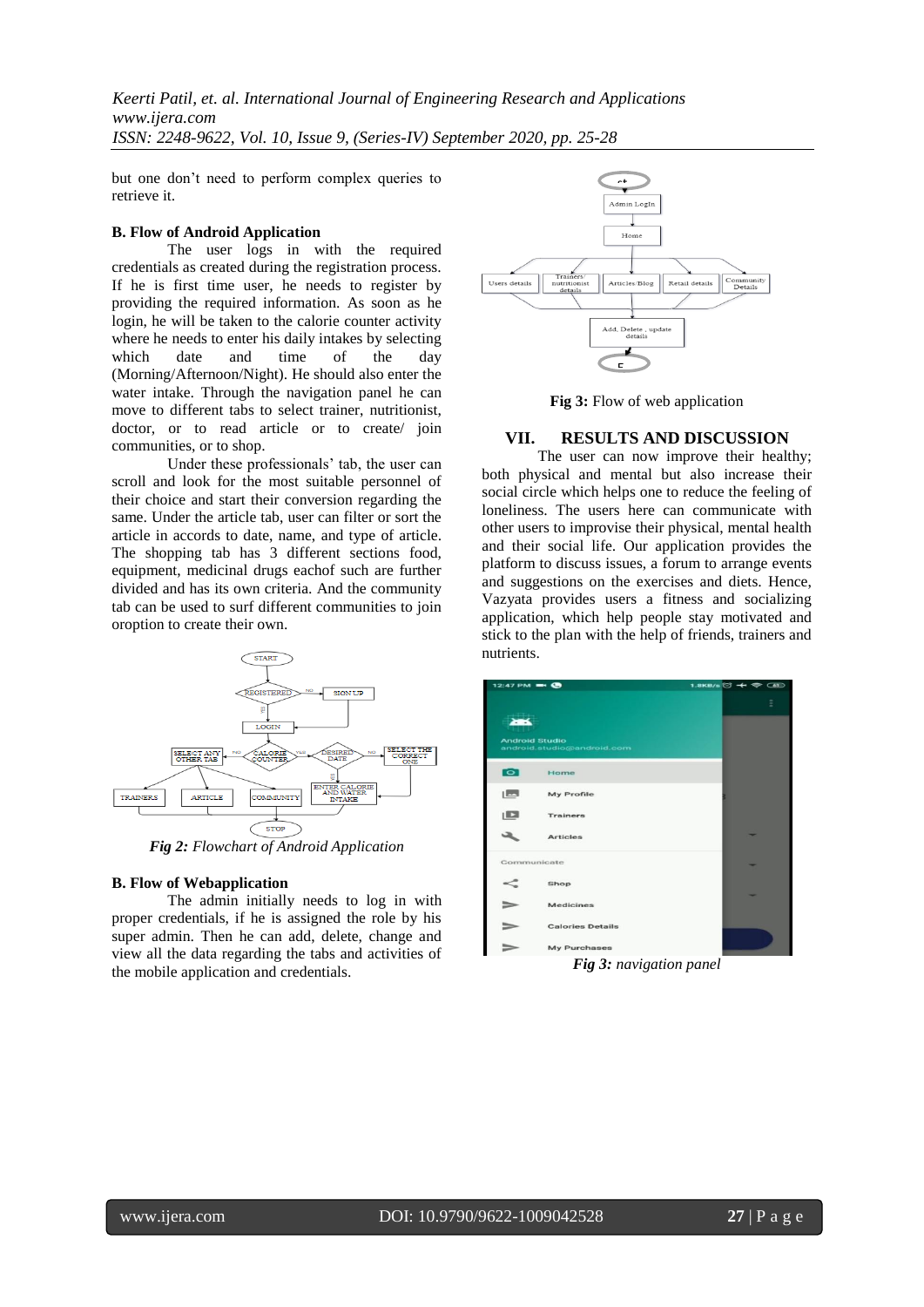but one don't need to perform complex queries to retrieve it.

### B. Flow of Android Application

The user logs in with the required credentials as created during the registration process. If he is first time user, he needs to register by providing the required information. As soon as he login, he will be taken to the calorie counter activity where he needs to enter his daily intakes by selecting which date and time of the day (Morning/Afternoon/Night). He should also enter the water intake. Through the navigation panel he can move to different tabs to select trainer, nutritionist, doctor, or to read article or to create/ join communities, or to shop.

Under these professionals' tab, the user can scroll and look for the most suitable personnel of their choice and start their conversion regarding the same. Under the article tab, user can filter or sort the article in accords to date, name, and type of article. The shopping tab has 3 different sections food, equipment, medicinal drugs eachof such are further divided and has its own criteria. And the community tab can be used to surf different communities to join oroption to create their own.

*Fig 2: Flowchart of Android Application*

### B. Flow of Webapplication

The admin initially needs to log in with proper credentials, if he is assigned the role by his super admin. Then he can add, delete, change and view all the data regarding the tabs and activities of the mobile application and credentials.

**Fig 3:** Flow of web application

## VII. RESULTS AND DISCUSSION

The user can now improve their healthy; both physical and mental but also increase their social circle which helps one to reduce the feeling of loneliness. The users here can communicate with other users to improvise their physical, mental health and their social life. Our application provides the platform to discuss issues, a forum to arrange events and suggestions on the exercises and diets. Hence, Vazyata provides users a fitness and socializing application, which help people stay motivated and stick to the plan with the help of friends, trainers and nutrients.

***Fig 3:** navigation panel*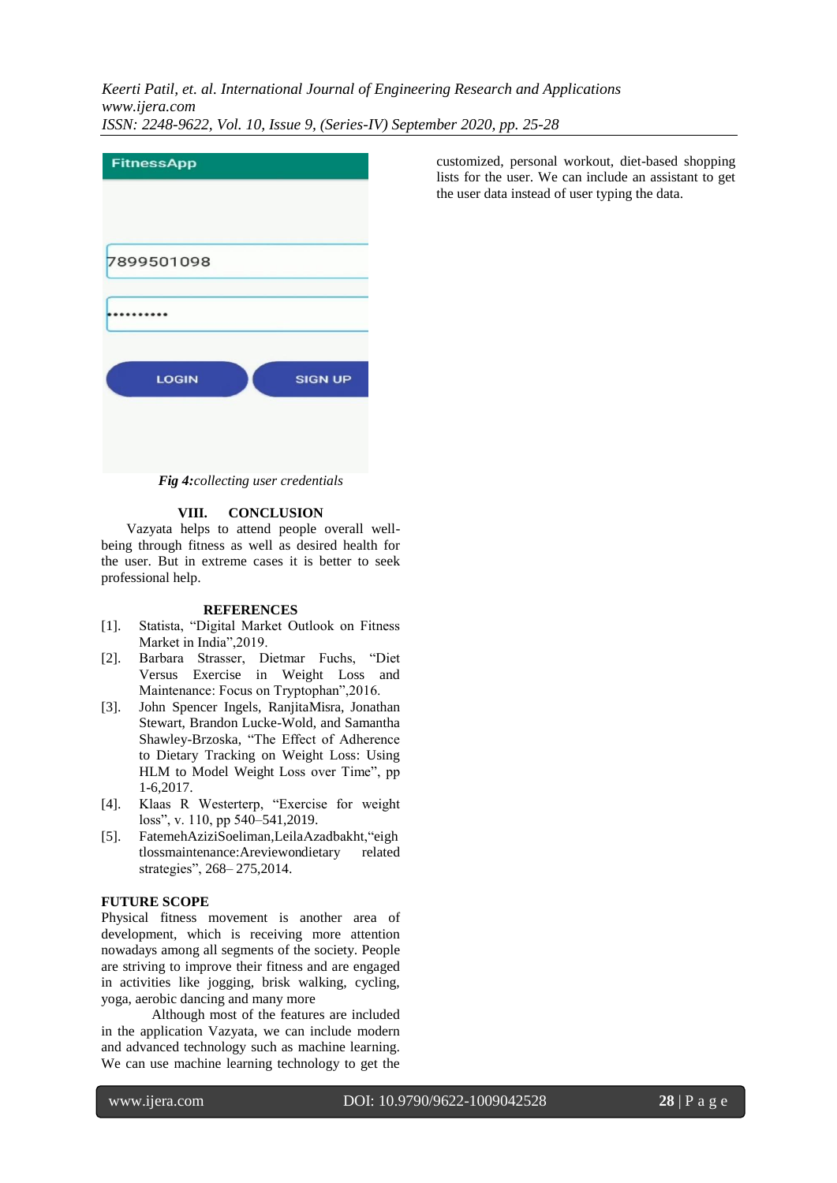*Fig 4:collecting user credentials*

## VIII. CONCLUSION

Vazyata helps to attend people overall well-being through fitness as well as desired health for the user. But in extreme cases it is better to seek professional help.

## REFERENCES

[1]. Statista, "Digital Market Outlook on Fitness Market in India",2019.

[2]. Barbara Strasser, Dietmar Fuchs, "Diet Versus Exercise in Weight Loss and Maintenance: Focus on Tryptophan",2016.

[3]. John Spencer Ingels, RanjitaMisra, Jonathan Stewart, Brandon Lucke-Wold, and Samantha Shawley-Brzoska, "The Effect of Adherence to Dietary Tracking on Weight Loss: Using HLM to Model Weight Loss over Time", pp 1-6,2017.

[4]. Klaas R Westerterp, "Exercise for weight loss", v. 110, pp 540–541,2019.

[5]. FatemehAziziSoeliman,LeilaAzadbakht,"eigh tlossmaintenance:Areviewondietary related strategies", 268– 275,2014.

## FUTURE SCOPE

Physical fitness movement is another area of development, which is receiving more attention nowadays among all segments of the society. People are striving to improve their fitness and are engaged in activities like jogging, brisk walking, cycling, yoga, aerobic dancing and many more

Although most of the features are included in the application Vazyata, we can include modern and advanced technology such as machine learning. We can use machine learning technology to get the customized, personal workout, diet-based shopping lists for the user. We can include an assistant to get the user data instead of user typing the data.